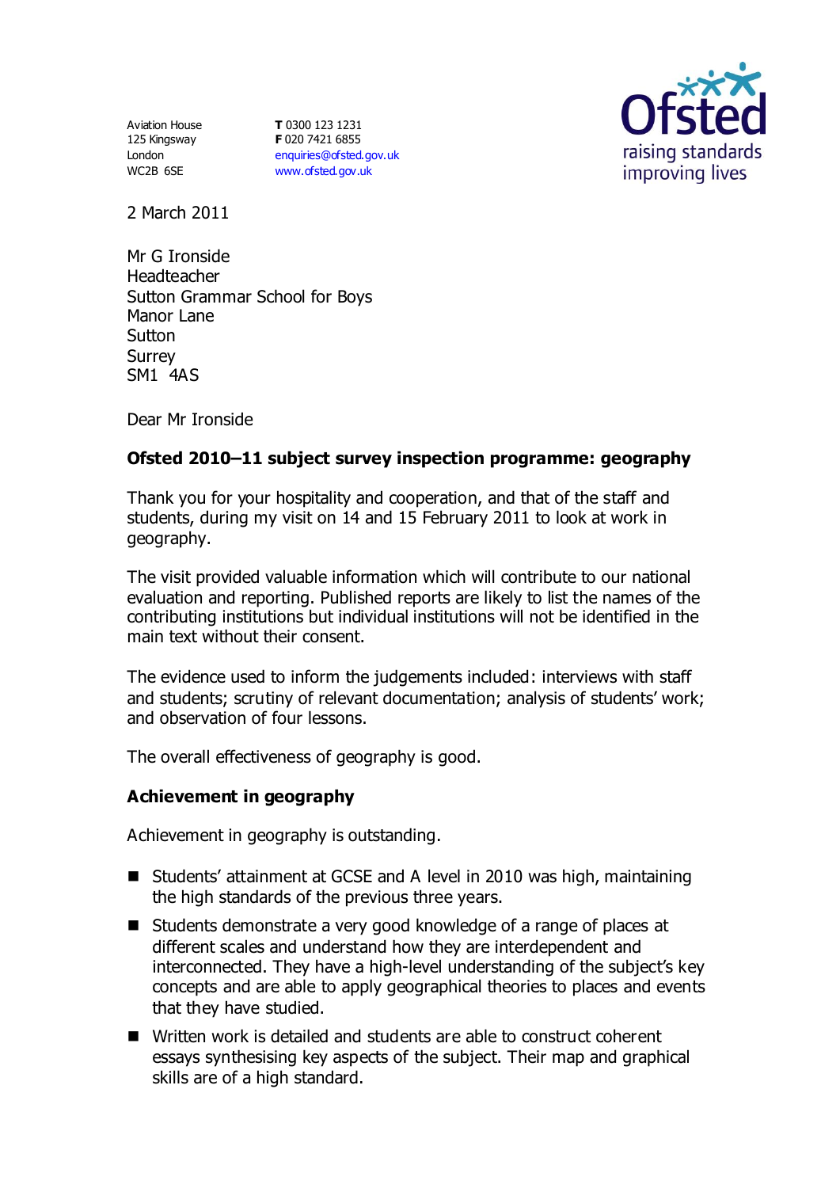Aviation House
125 Kingsway
London
WC2B 6SE

**T** 0300 123 1231
**F** 020 7421 6855
enquiries@ofsted.gov.uk
www.ofsted.gov.uk

2 March 2011

Mr G Ironside
Headteacher
Sutton Grammar School for Boys
Manor Lane
Sutton
Surrey
SM1 4AS

Dear Mr Ironside

**Ofsted 2010–11 subject survey inspection programme: geography**

Thank you for your hospitality and cooperation, and that of the staff and students, during my visit on 14 and 15 February 2011 to look at work in geography.

The visit provided valuable information which will contribute to our national evaluation and reporting. Published reports are likely to list the names of the contributing institutions but individual institutions will not be identified in the main text without their consent.

The evidence used to inform the judgements included: interviews with staff and students; scrutiny of relevant documentation; analysis of students' work; and observation of four lessons.

The overall effectiveness of geography is good.

**Achievement in geography**

Achievement in geography is outstanding.

- Students' attainment at GCSE and A level in 2010 was high, maintaining the high standards of the previous three years.
- Students demonstrate a very good knowledge of a range of places at different scales and understand how they are interdependent and interconnected. They have a high-level understanding of the subject's key concepts and are able to apply geographical theories to places and events that they have studied.
- Written work is detailed and students are able to construct coherent essays synthesising key aspects of the subject. Their map and graphical skills are of a high standard.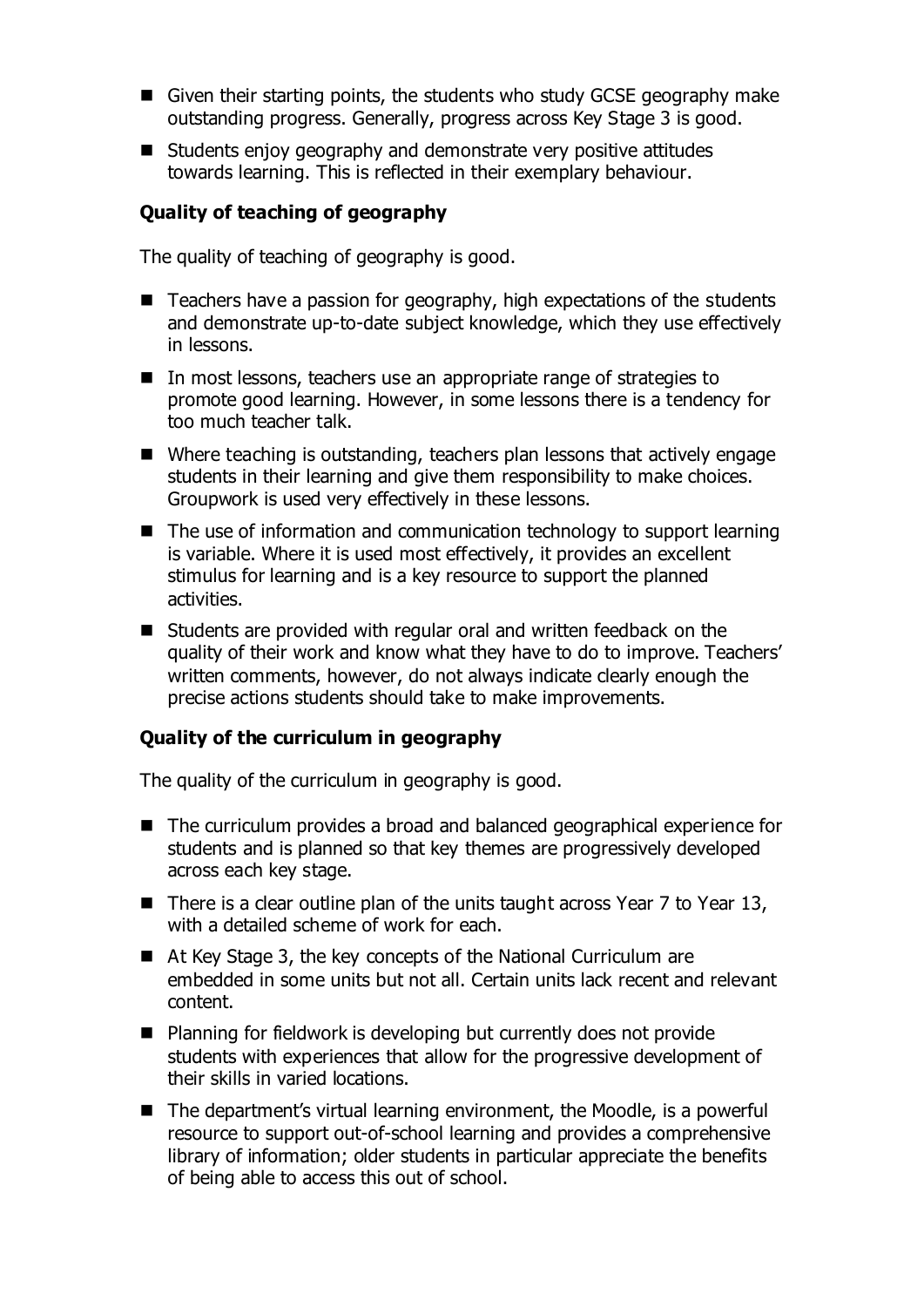- Given their starting points, the students who study GCSE geography make outstanding progress. Generally, progress across Key Stage 3 is good.
- Students enjoy geography and demonstrate very positive attitudes towards learning. This is reflected in their exemplary behaviour.

**Quality of teaching of geography**

The quality of teaching of geography is good.

- Teachers have a passion for geography, high expectations of the students and demonstrate up-to-date subject knowledge, which they use effectively in lessons.
- In most lessons, teachers use an appropriate range of strategies to promote good learning. However, in some lessons there is a tendency for too much teacher talk.
- Where teaching is outstanding, teachers plan lessons that actively engage students in their learning and give them responsibility to make choices. Groupwork is used very effectively in these lessons.
- The use of information and communication technology to support learning is variable. Where it is used most effectively, it provides an excellent stimulus for learning and is a key resource to support the planned activities.
- Students are provided with regular oral and written feedback on the quality of their work and know what they have to do to improve. Teachers' written comments, however, do not always indicate clearly enough the precise actions students should take to make improvements.

**Quality of the curriculum in geography**

The quality of the curriculum in geography is good.

- The curriculum provides a broad and balanced geographical experience for students and is planned so that key themes are progressively developed across each key stage.
- There is a clear outline plan of the units taught across Year 7 to Year 13, with a detailed scheme of work for each.
- At Key Stage 3, the key concepts of the National Curriculum are embedded in some units but not all. Certain units lack recent and relevant content.
- Planning for fieldwork is developing but currently does not provide students with experiences that allow for the progressive development of their skills in varied locations.
- The department's virtual learning environment, the Moodle, is a powerful resource to support out-of-school learning and provides a comprehensive library of information; older students in particular appreciate the benefits of being able to access this out of school.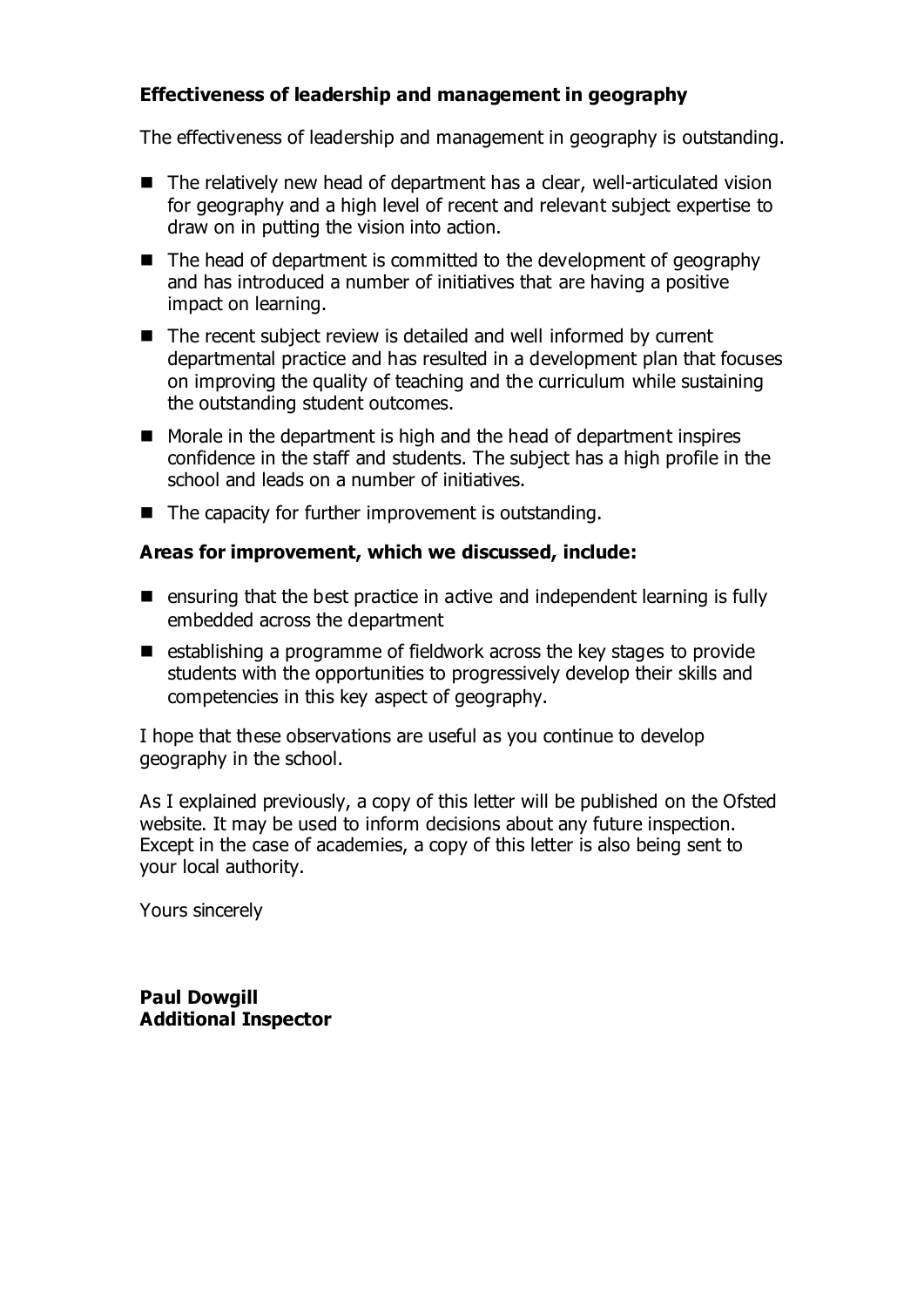### Effectiveness of leadership and management in geography

The effectiveness of leadership and management in geography is outstanding.

- The relatively new head of department has a clear, well-articulated vision for geography and a high level of recent and relevant subject expertise to draw on in putting the vision into action.
- The head of department is committed to the development of geography and has introduced a number of initiatives that are having a positive impact on learning.
- The recent subject review is detailed and well informed by current departmental practice and has resulted in a development plan that focuses on improving the quality of teaching and the curriculum while sustaining the outstanding student outcomes.
- Morale in the department is high and the head of department inspires confidence in the staff and students. The subject has a high profile in the school and leads on a number of initiatives.
- The capacity for further improvement is outstanding.

### Areas for improvement, which we discussed, include:

- ensuring that the best practice in active and independent learning is fully embedded across the department
- establishing a programme of fieldwork across the key stages to provide students with the opportunities to progressively develop their skills and competencies in this key aspect of geography.

I hope that these observations are useful as you continue to develop geography in the school.

As I explained previously, a copy of this letter will be published on the Ofsted website. It may be used to inform decisions about any future inspection. Except in the case of academies, a copy of this letter is also being sent to your local authority.

Yours sincerely

**Paul Dowgill**
**Additional Inspector**